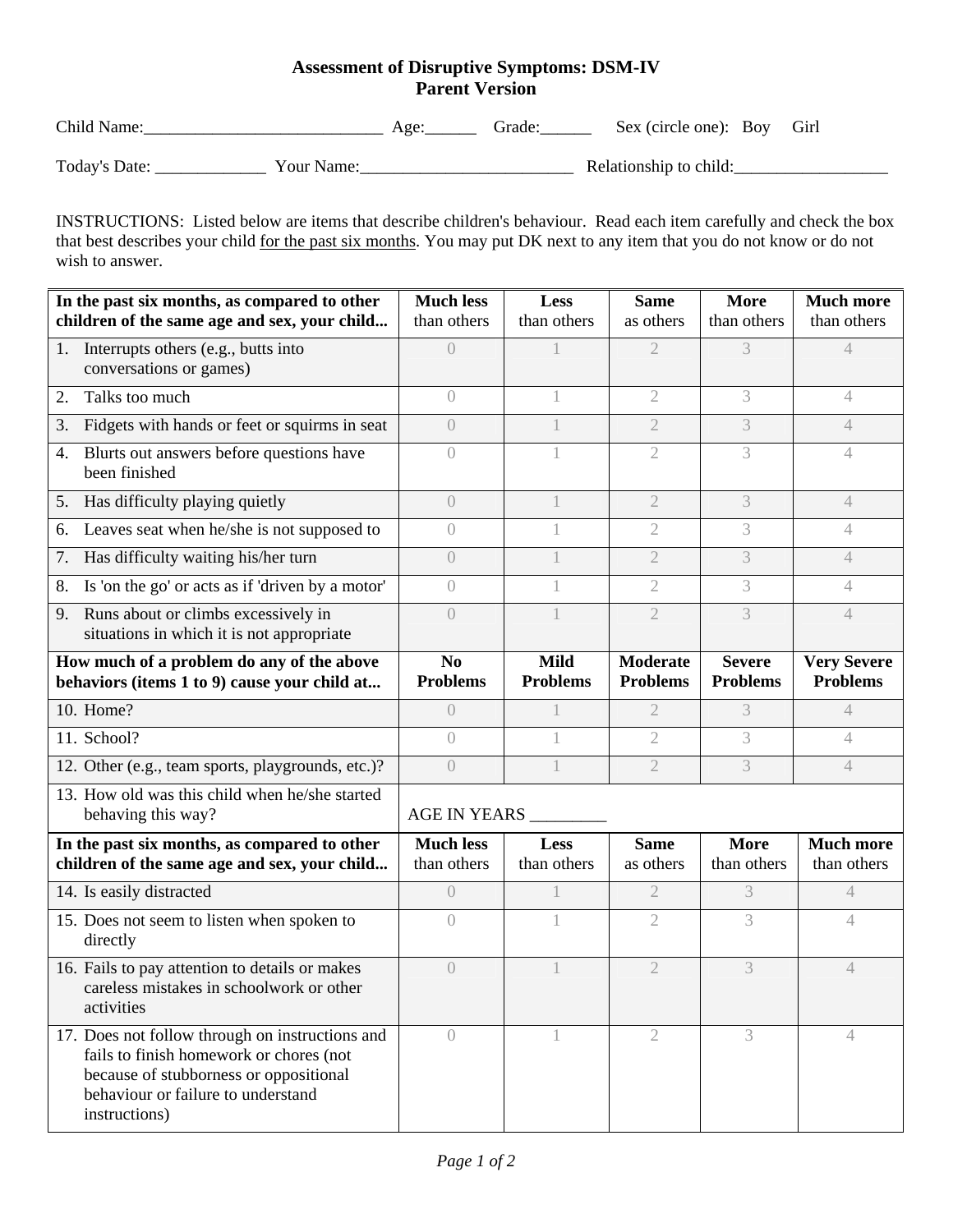# Assessment of Disruptive Symptoms: DSM-IV
## Parent Version

Child Name:____________________________ Age:______ Grade:______ Sex (circle one): Boy Girl

Today's Date: _____________ Your Name:_________________________ Relationship to child:__________________

INSTRUCTIONS: Listed below are items that describe children's behaviour. Read each item carefully and check the box that best describes your child <u>for the past six months</u>. You may put DK next to any item that you do not know or do not wish to answer.

| **In the past six months, as compared to other children of the same age and sex, your child...** | **Much less** than others | **Less** than others | **Same** as others | **More** than others | **Much more** than others |
|---|---|---|---|---|---|
| 1. Interrupts others (e.g., butts into conversations or games) | 0 | 1 | 2 | 3 | 4 |
| 2. Talks too much | 0 | 1 | 2 | 3 | 4 |
| 3. Fidgets with hands or feet or squirms in seat | 0 | 1 | 2 | 3 | 4 |
| 4. Blurts out answers before questions have been finished | 0 | 1 | 2 | 3 | 4 |
| 5. Has difficulty playing quietly | 0 | 1 | 2 | 3 | 4 |
| 6. Leaves seat when he/she is not supposed to | 0 | 1 | 2 | 3 | 4 |
| 7. Has difficulty waiting his/her turn | 0 | 1 | 2 | 3 | 4 |
| 8. Is 'on the go' or acts as if 'driven by a motor' | 0 | 1 | 2 | 3 | 4 |
| 9. Runs about or climbs excessively in situations in which it is not appropriate | 0 | 1 | 2 | 3 | 4 |
| **How much of a problem do any of the above behaviors (items 1 to 9) cause your child at...** | **No Problems** | **Mild Problems** | **Moderate Problems** | **Severe Problems** | **Very Severe Problems** |
| 10. Home? | 0 | 1 | 2 | 3 | 4 |
| 11. School? | 0 | 1 | 2 | 3 | 4 |
| 12. Other (e.g., team sports, playgrounds, etc.)? | 0 | 1 | 2 | 3 | 4 |
| 13. How old was this child when he/she started behaving this way? | AGE IN YEARS _________ | | | | |
| **In the past six months, as compared to other children of the same age and sex, your child...** | **Much less** than others | **Less** than others | **Same** as others | **More** than others | **Much more** than others |
| 14. Is easily distracted | 0 | 1 | 2 | 3 | 4 |
| 15. Does not seem to listen when spoken to directly | 0 | 1 | 2 | 3 | 4 |
| 16. Fails to pay attention to details or makes careless mistakes in schoolwork or other activities | 0 | 1 | 2 | 3 | 4 |
| 17. Does not follow through on instructions and fails to finish homework or chores (not because of stubborness or oppositional behaviour or failure to understand instructions) | 0 | 1 | 2 | 3 | 4 |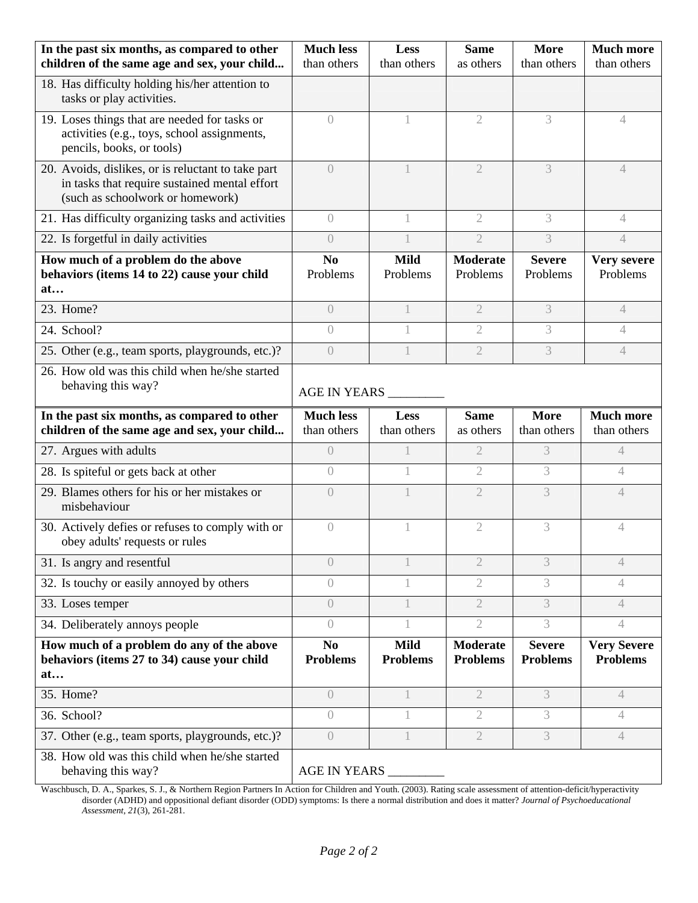| In the past six months, as compared to other children of the same age and sex, your child... | Much less than others | Less than others | Same as others | More than others | Much more than others |
|---|---|---|---|---|---|
| 18. Has difficulty holding his/her attention to tasks or play activities. | | | | | |
| 19. Loses things that are needed for tasks or activities (e.g., toys, school assignments, pencils, books, or tools) | 0 | 1 | 2 | 3 | 4 |
| 20. Avoids, dislikes, or is reluctant to take part in tasks that require sustained mental effort (such as schoolwork or homework) | 0 | 1 | 2 | 3 | 4 |
| 21. Has difficulty organizing tasks and activities | 0 | 1 | 2 | 3 | 4 |
| 22. Is forgetful in daily activities | 0 | 1 | 2 | 3 | 4 |
| **How much of a problem do the above behaviors (items 14 to 22) cause your child at…** | **No** Problems | **Mild** Problems | **Moderate** Problems | **Severe** Problems | **Very severe** Problems |
| 23. Home? | 0 | 1 | 2 | 3 | 4 |
| 24. School? | 0 | 1 | 2 | 3 | 4 |
| 25. Other (e.g., team sports, playgrounds, etc.)? | 0 | 1 | 2 | 3 | 4 |
| 26. How old was this child when he/she started behaving this way? | AGE IN YEARS _________ | | | | |

| In the past six months, as compared to other children of the same age and sex, your child... | Much less than others | Less than others | Same as others | More than others | Much more than others |
|---|---|---|---|---|---|
| 27. Argues with adults | 0 | 1 | 2 | 3 | 4 |
| 28. Is spiteful or gets back at other | 0 | 1 | 2 | 3 | 4 |
| 29. Blames others for his or her mistakes or misbehaviour | 0 | 1 | 2 | 3 | 4 |
| 30. Actively defies or refuses to comply with or obey adults' requests or rules | 0 | 1 | 2 | 3 | 4 |
| 31. Is angry and resentful | 0 | 1 | 2 | 3 | 4 |
| 32. Is touchy or easily annoyed by others | 0 | 1 | 2 | 3 | 4 |
| 33. Loses temper | 0 | 1 | 2 | 3 | 4 |
| 34. Deliberately annoys people | 0 | 1 | 2 | 3 | 4 |
| **How much of a problem do any of the above behaviors (items 27 to 34) cause your child at…** | **No Problems** | **Mild Problems** | **Moderate Problems** | **Severe Problems** | **Very Severe Problems** |
| 35. Home? | 0 | 1 | 2 | 3 | 4 |
| 36. School? | 0 | 1 | 2 | 3 | 4 |
| 37. Other (e.g., team sports, playgrounds, etc.)? | 0 | 1 | 2 | 3 | 4 |
| 38. How old was this child when he/she started behaving this way? | AGE IN YEARS _________ | | | | |

Waschbusch, D. A., Sparkes, S. J., & Northern Region Partners In Action for Children and Youth. (2003). Rating scale assessment of attention-deficit/hyperactivity disorder (ADHD) and oppositional defiant disorder (ODD) symptoms: Is there a normal distribution and does it matter? *Journal of Psychoeducational Assessment, 21*(3), 261-281.